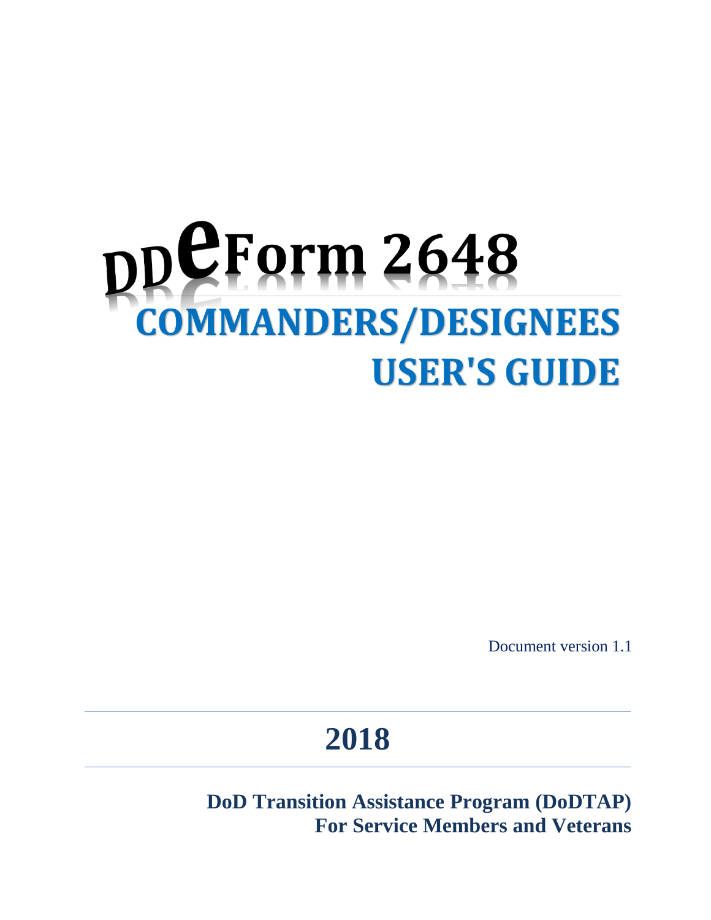# DD eForm 2648

# COMMANDERS/DESIGNEES USER'S GUIDE

Document version 1.1

## 2018

**DoD Transition Assistance Program (DoDTAP)**
**For Service Members and Veterans**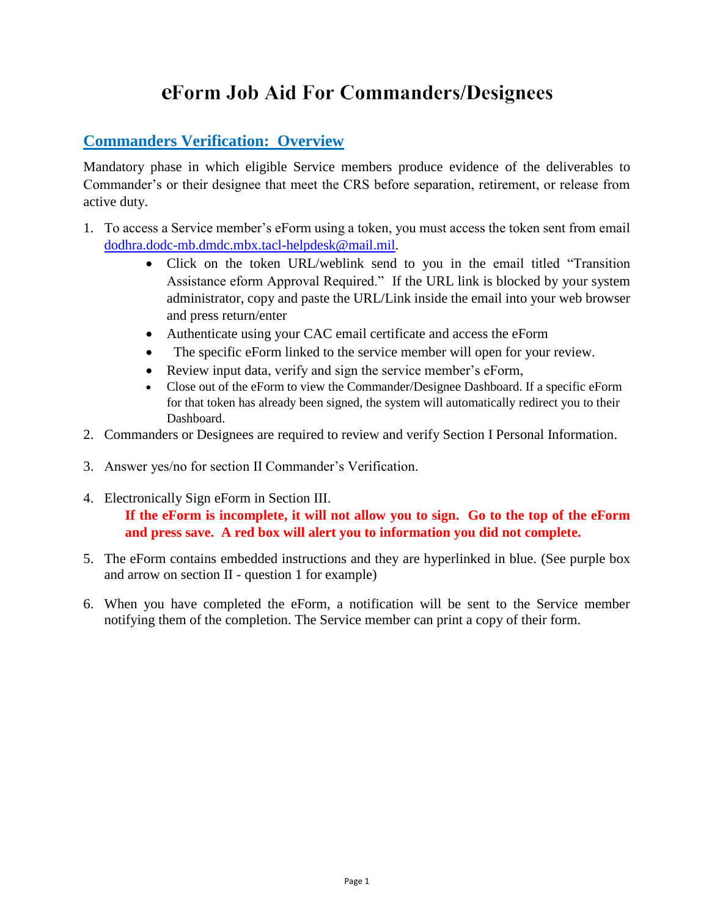# eForm Job Aid For Commanders/Designees

## Commanders Verification: Overview

Mandatory phase in which eligible Service members produce evidence of the deliverables to Commander's or their designee that meet the CRS before separation, retirement, or release from active duty.

1. To access a Service member's eForm using a token, you must access the token sent from email dodhra.dodc-mb.dmdc.mbx.tacl-helpdesk@mail.mil.
    - Click on the token URL/weblink send to you in the email titled "Transition Assistance eform Approval Required." If the URL link is blocked by your system administrator, copy and paste the URL/Link inside the email into your web browser and press return/enter
    - Authenticate using your CAC email certificate and access the eForm
    - The specific eForm linked to the service member will open for your review.
    - Review input data, verify and sign the service member's eForm,
    - Close out of the eForm to view the Commander/Designee Dashboard. If a specific eForm for that token has already been signed, the system will automatically redirect you to their Dashboard.
2. Commanders or Designees are required to review and verify Section I Personal Information.
3. Answer yes/no for section II Commander's Verification.
4. Electronically Sign eForm in Section III.
   **If the eForm is incomplete, it will not allow you to sign. Go to the top of the eForm and press save. A red box will alert you to information you did not complete.**
5. The eForm contains embedded instructions and they are hyperlinked in blue. (See purple box and arrow on section II - question 1 for example)
6. When you have completed the eForm, a notification will be sent to the Service member notifying them of the completion. The Service member can print a copy of their form.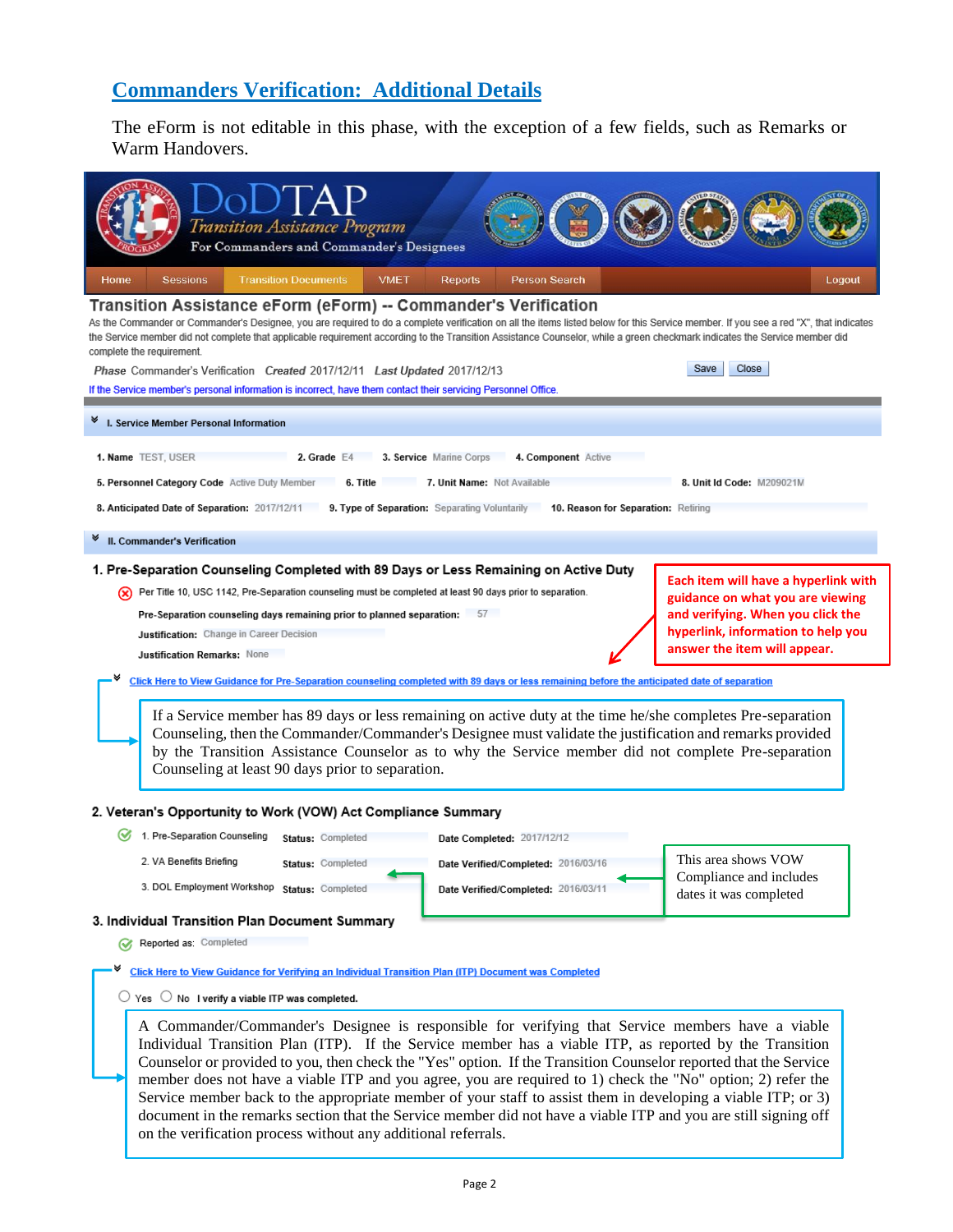## Commanders Verification: Additional Details

The eForm is not editable in this phase, with the exception of a few fields, such as Remarks or Warm Handovers.

DoDTAP

Transition Assistance Program

For Commanders and Commander's Designees

Home | Sessions | Transition Documents | VMET | Reports | Person Search | Logout

### Transition Assistance eForm (eForm) -- Commander's Verification

As the Commander or Commander's Designee, you are required to do a complete verification on all the items listed below for this Service member. If you see a red "X", that indicates the Service member did not complete that applicable requirement according to the Transition Assistance Counselor, while a green checkmark indicates the Service member did complete the requirement.

*Phase* Commander's Verification *Created* 2017/12/11 *Last Updated* 2017/12/13 | Save | Close

If the Service member's personal information is incorrect, have them contact their servicing Personnel Office.

**I. Service Member Personal Information**

**1. Name** TEST, USER **2. Grade** E4 **3. Service** Marine Corps **4. Component** Active

**5. Personnel Category Code** Active Duty Member **6. Title** **7. Unit Name:** Not Available **8. Unit Id Code:** M209021M

**8. Anticipated Date of Separation:** 2017/12/11 **9. Type of Separation:** Separating Voluntarily **10. Reason for Separation:** Retiring

**II. Commander's Verification**

**1. Pre-Separation Counseling Completed with 89 Days or Less Remaining on Active Duty**

Per Title 10, USC 1142, Pre-Separation counseling must be completed at least 90 days prior to separation.

**Pre-Separation counseling days remaining prior to planned separation:** 57

**Justification:** Change in Career Decision

**Justification Remarks:** None

**Each item will have a hyperlink with guidance on what you are viewing and verifying. When you click the hyperlink, information to help you answer the item will appear.**

Click Here to View Guidance for Pre-Separation counseling completed with 89 days or less remaining before the anticipated date of separation

If a Service member has 89 days or less remaining on active duty at the time he/she completes Pre-separation Counseling, then the Commander/Commander's Designee must validate the justification and remarks provided by the Transition Assistance Counselor as to why the Service member did not complete Pre-separation Counseling at least 90 days prior to separation.

**2. Veteran's Opportunity to Work (VOW) Act Compliance Summary**

| Item | Status | Date |
|---|---|---|
| 1. Pre-Separation Counseling | **Status:** Completed | **Date Completed:** 2017/12/12 |
| 2. VA Benefits Briefing | **Status:** Completed | **Date Verified/Completed:** 2016/03/16 |
| 3. DOL Employment Workshop | **Status:** Completed | **Date Verified/Completed:** 2016/03/11 |

This area shows VOW Compliance and includes dates it was completed

**3. Individual Transition Plan Document Summary**

Reported as: Completed

Click Here to View Guidance for Verifying an Individual Transition Plan (ITP) Document was Completed

○ Yes ○ No **I verify a viable ITP was completed.**

A Commander/Commander's Designee is responsible for verifying that Service members have a viable Individual Transition Plan (ITP). If the Service member has a viable ITP, as reported by the Transition Counselor or provided to you, then check the "Yes" option. If the Transition Counselor reported that the Service member does not have a viable ITP and you agree, you are required to 1) check the "No" option; 2) refer the Service member back to the appropriate member of your staff to assist them in developing a viable ITP; or 3) document in the remarks section that the Service member did not have a viable ITP and you are still signing off on the verification process without any additional referrals.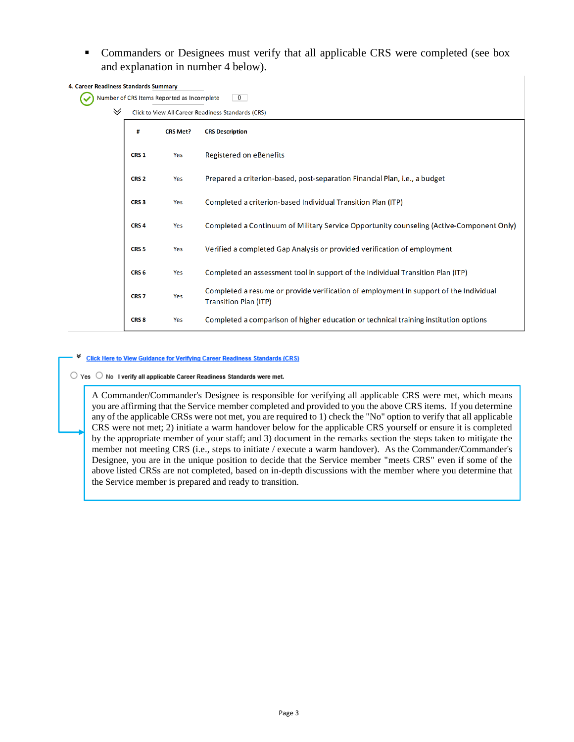- Commanders or Designees must verify that all applicable CRS were completed (see box and explanation in number 4 below).

**4. Career Readiness Standards Summary**

Number of CRS Items Reported as Incomplete: 0

Click to View All Career Readiness Standards (CRS)

| # | CRS Met? | CRS Description |
|---|---|---|
| CRS 1 | Yes | Registered on eBenefits |
| CRS 2 | Yes | Prepared a criterion-based, post-separation Financial Plan, i.e., a budget |
| CRS 3 | Yes | Completed a criterion-based Individual Transition Plan (ITP) |
| CRS 4 | Yes | Completed a Continuum of Military Service Opportunity counseling (Active-Component Only) |
| CRS 5 | Yes | Verified a completed Gap Analysis or provided verification of employment |
| CRS 6 | Yes | Completed an assessment tool in support of the Individual Transition Plan (ITP) |
| CRS 7 | Yes | Completed a resume or provide verification of employment in support of the Individual Transition Plan (ITP) |
| CRS 8 | Yes | Completed a comparison of higher education or technical training institution options |

Click Here to View Guidance for Verifying Career Readiness Standards (CRS)

○ Yes ○ No **I verify all applicable Career Readiness Standards were met.**

> A Commander/Commander's Designee is responsible for verifying all applicable CRS were met, which means you are affirming that the Service member completed and provided to you the above CRS items. If you determine any of the applicable CRSs were not met, you are required to 1) check the "No" option to verify that all applicable CRS were not met; 2) initiate a warm handover below for the applicable CRS yourself or ensure it is completed by the appropriate member of your staff; and 3) document in the remarks section the steps taken to mitigate the member not meeting CRS (i.e., steps to initiate / execute a warm handover). As the Commander/Commander's Designee, you are in the unique position to decide that the Service member "meets CRS" even if some of the above listed CRSs are not completed, based on in-depth discussions with the member where you determine that the Service member is prepared and ready to transition.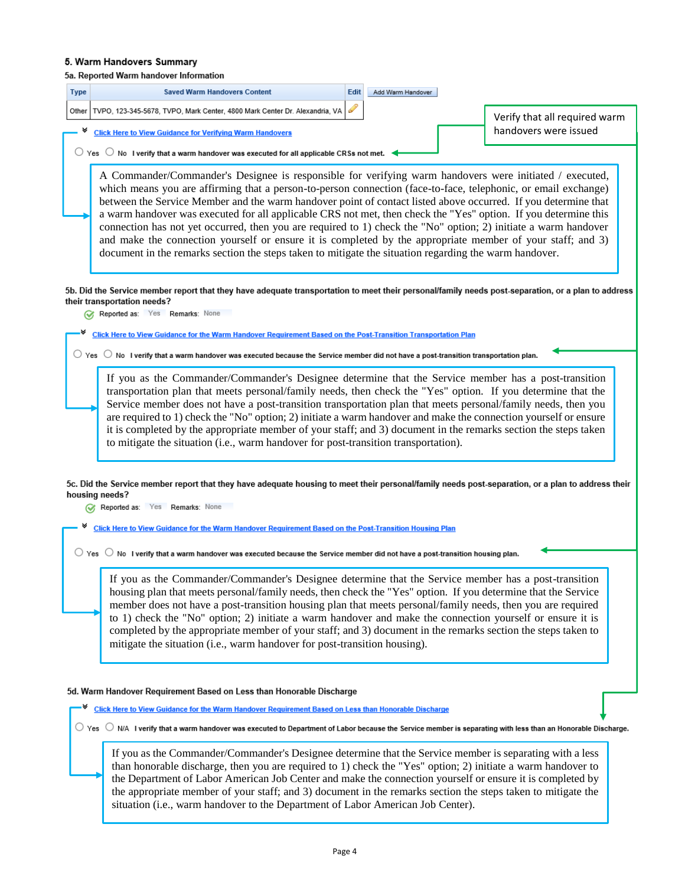### 5. Warm Handovers Summary

**5a. Reported Warm handover Information**

| Type | Saved Warm Handovers Content | Edit |
| --- | --- | --- |
| Other | TVPO, 123-345-5678, TVPO, Mark Center, 4800 Mark Center Dr. Alexandria, VA | |

Add Warm Handover

Verify that all required warm handovers were issued

Click Here to View Guidance for Verifying Warm Handovers

○ Yes ○ No **I verify that a warm handover was executed for all applicable CRSs not met.**

A Commander/Commander's Designee is responsible for verifying warm handovers were initiated / executed, which means you are affirming that a person-to-person connection (face-to-face, telephonic, or email exchange) between the Service Member and the warm handover point of contact listed above occurred. If you determine that a warm handover was executed for all applicable CRS not met, then check the "Yes" option. If you determine this connection has not yet occurred, then you are required to 1) check the "No" option; 2) initiate a warm handover and make the connection yourself or ensure it is completed by the appropriate member of your staff; and 3) document in the remarks section the steps taken to mitigate the situation regarding the warm handover.

**5b. Did the Service member report that they have adequate transportation to meet their personal/family needs post-separation, or a plan to address their transportation needs?**

Reported as: Yes Remarks: None

Click Here to View Guidance for the Warm Handover Requirement Based on the Post-Transition Transportation Plan

○ Yes ○ No **I verify that a warm handover was executed because the Service member did not have a post-transition transportation plan.**

If you as the Commander/Commander's Designee determine that the Service member has a post-transition transportation plan that meets personal/family needs, then check the "Yes" option. If you determine that the Service member does not have a post-transition transportation plan that meets personal/family needs, then you are required to 1) check the "No" option; 2) initiate a warm handover and make the connection yourself or ensure it is completed by the appropriate member of your staff; and 3) document in the remarks section the steps taken to mitigate the situation (i.e., warm handover for post-transition transportation).

**5c. Did the Service member report that they have adequate housing to meet their personal/family needs post-separation, or a plan to address their housing needs?**

Reported as: Yes Remarks: None

Click Here to View Guidance for the Warm Handover Requirement Based on the Post-Transition Housing Plan

○ Yes ○ No **I verify that a warm handover was executed because the Service member did not have a post-transition housing plan.**

If you as the Commander/Commander's Designee determine that the Service member has a post-transition housing plan that meets personal/family needs, then check the "Yes" option. If you determine that the Service member does not have a post-transition housing plan that meets personal/family needs, then you are required to 1) check the "No" option; 2) initiate a warm handover and make the connection yourself or ensure it is completed by the appropriate member of your staff; and 3) document in the remarks section the steps taken to mitigate the situation (i.e., warm handover for post-transition housing).

**5d. Warm Handover Requirement Based on Less than Honorable Discharge**

Click Here to View Guidance for the Warm Handover Requirement Based on Less than Honorable Discharge

○ Yes ○ N/A **I verify that a warm handover was executed to Department of Labor because the Service member is separating with less than an Honorable Discharge.**

If you as the Commander/Commander's Designee determine that the Service member is separating with a less than honorable discharge, then you are required to 1) check the "Yes" option; 2) initiate a warm handover to the Department of Labor American Job Center and make the connection yourself or ensure it is completed by the appropriate member of your staff; and 3) document in the remarks section the steps taken to mitigate the situation (i.e., warm handover to the Department of Labor American Job Center).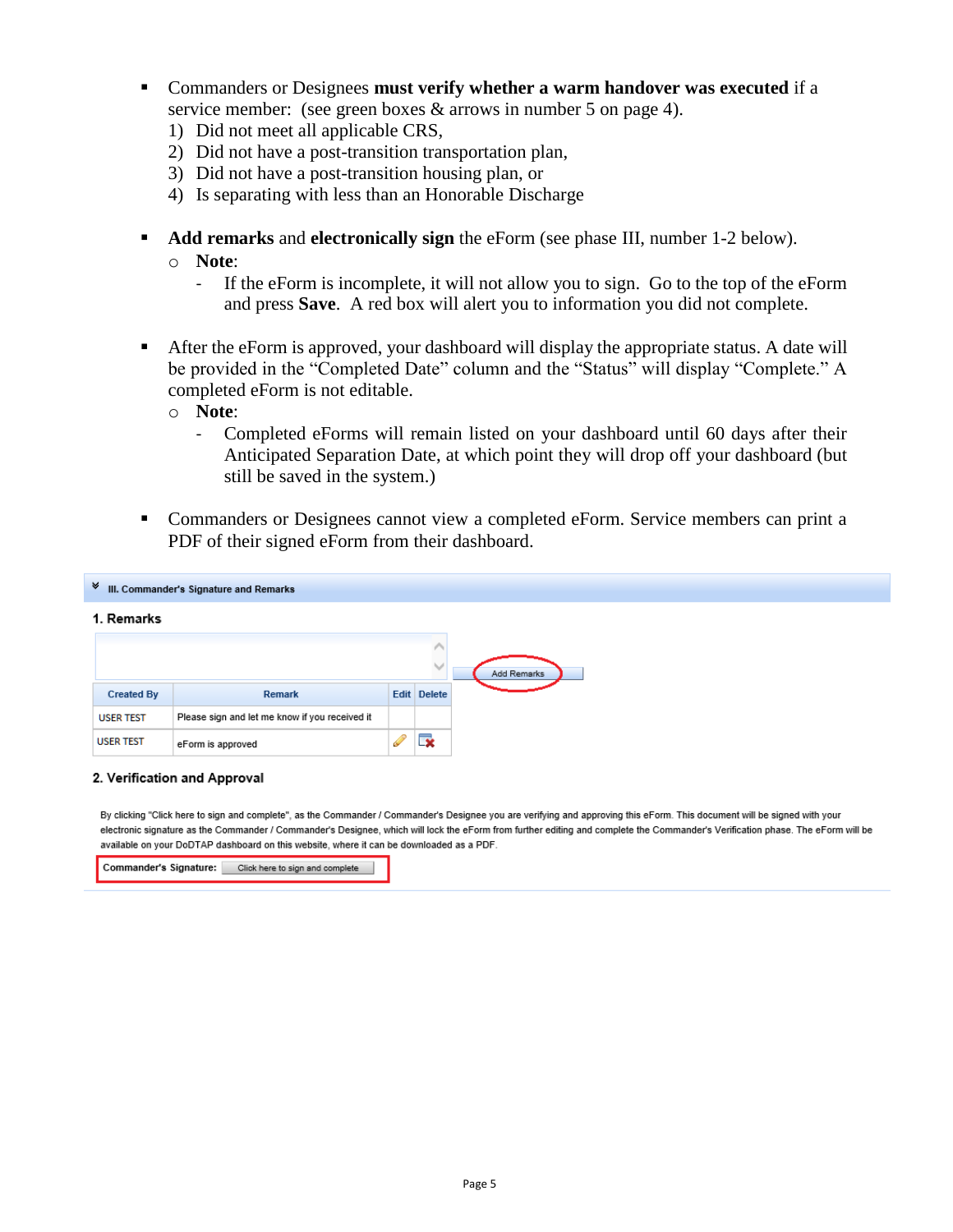- Commanders or Designees **must verify whether a warm handover was executed** if a service member: (see green boxes & arrows in number 5 on page 4).
  1) Did not meet all applicable CRS,
  2) Did not have a post-transition transportation plan,
  3) Did not have a post-transition housing plan, or
  4) Is separating with less than an Honorable Discharge

- **Add remarks** and **electronically sign** the eForm (see phase III, number 1-2 below).
  - **Note**:
    - If the eForm is incomplete, it will not allow you to sign. Go to the top of the eForm and press **Save**. A red box will alert you to information you did not complete.

- After the eForm is approved, your dashboard will display the appropriate status. A date will be provided in the "Completed Date" column and the "Status" will display "Complete." A completed eForm is not editable.
  - **Note**:
    - Completed eForms will remain listed on your dashboard until 60 days after their Anticipated Separation Date, at which point they will drop off your dashboard (but still be saved in the system.)

- Commanders or Designees cannot view a completed eForm. Service members can print a PDF of their signed eForm from their dashboard.

**III. Commander's Signature and Remarks**

**1. Remarks**

Add Remarks

| Created By | Remark | Edit | Delete |
|---|---|---|---|
| USER TEST | Please sign and let me know if you received it | | |
| USER TEST | eForm is approved | | |

**2. Verification and Approval**

By clicking "Click here to sign and complete", as the Commander / Commander's Designee you are verifying and approving this eForm. This document will be signed with your electronic signature as the Commander / Commander's Designee, which will lock the eForm from further editing and complete the Commander's Verification phase. The eForm will be available on your DoDTAP dashboard on this website, where it can be downloaded as a PDF.

Commander's Signature: Click here to sign and complete